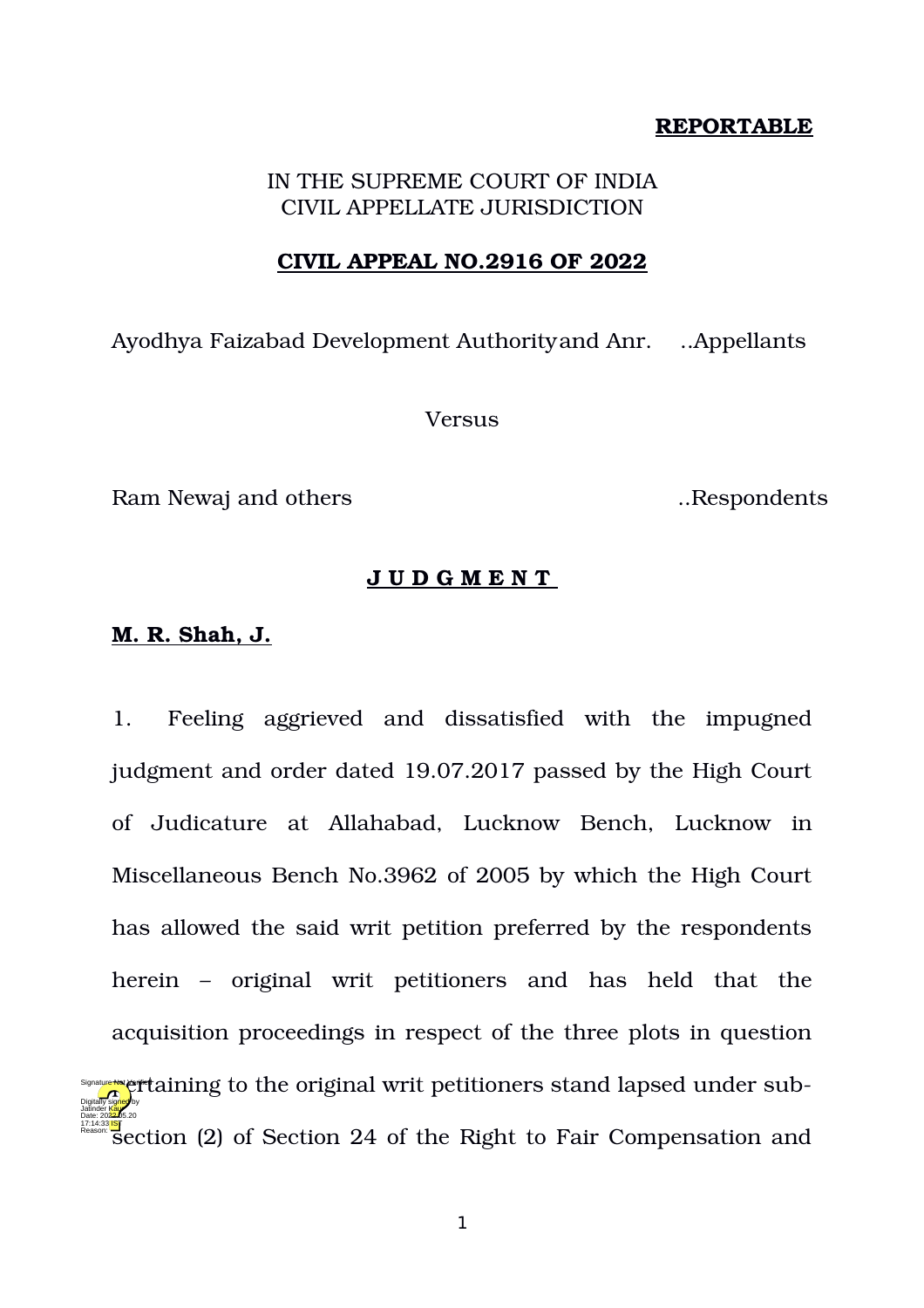**REPORTABLE**

IN THE SUPREME COURT OF INDIA
CIVIL APPELLATE JURISDICTION

**CIVIL APPEAL NO.2916 OF 2022**

Ayodhya Faizabad Development Authority and Anr. ..Appellants

Versus

Ram Newaj and others ..Respondents

**J U D G M E N T**

**M. R. Shah, J.**

1. Feeling aggrieved and dissatisfied with the impugned judgment and order dated 19.07.2017 passed by the High Court of Judicature at Allahabad, Lucknow Bench, Lucknow in Miscellaneous Bench No.3962 of 2005 by which the High Court has allowed the said writ petition preferred by the respondents herein – original writ petitioners and has held that the acquisition proceedings in respect of the three plots in question pertaining to the original writ petitioners stand lapsed under sub-section (2) of Section 24 of the Right to Fair Compensation and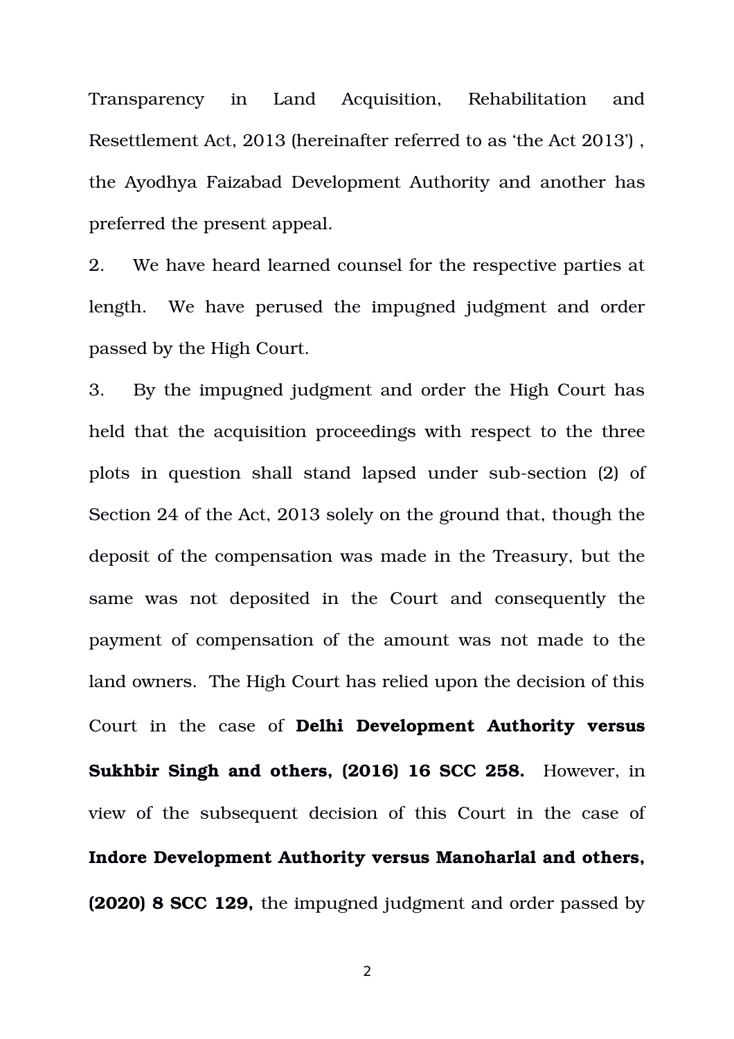Transparency in Land Acquisition, Rehabilitation and Resettlement Act, 2013 (hereinafter referred to as 'the Act 2013') , the Ayodhya Faizabad Development Authority and another has preferred the present appeal.

2. We have heard learned counsel for the respective parties at length. We have perused the impugned judgment and order passed by the High Court.

3. By the impugned judgment and order the High Court has held that the acquisition proceedings with respect to the three plots in question shall stand lapsed under sub-section (2) of Section 24 of the Act, 2013 solely on the ground that, though the deposit of the compensation was made in the Treasury, but the same was not deposited in the Court and consequently the payment of compensation of the amount was not made to the land owners. The High Court has relied upon the decision of this Court in the case of **Delhi Development Authority versus Sukhbir Singh and others, (2016) 16 SCC 258.** However, in view of the subsequent decision of this Court in the case of **Indore Development Authority versus Manoharlal and others, (2020) 8 SCC 129,** the impugned judgment and order passed by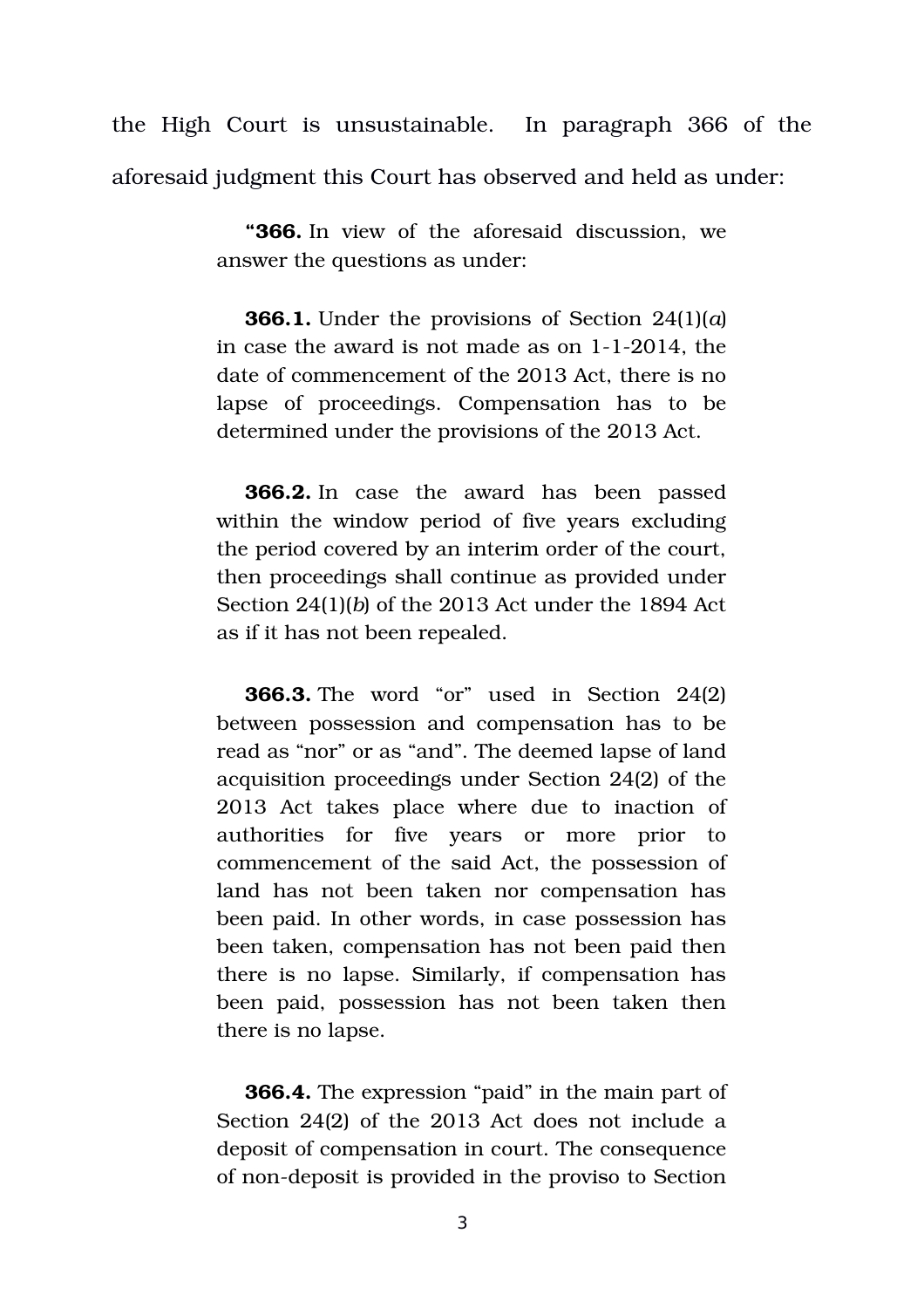the High Court is unsustainable. In paragraph 366 of the aforesaid judgment this Court has observed and held as under:

> "**366.** In view of the aforesaid discussion, we answer the questions as under:
>
> **366.1.** Under the provisions of Section 24(1)(*a*) in case the award is not made as on 1-1-2014, the date of commencement of the 2013 Act, there is no lapse of proceedings. Compensation has to be determined under the provisions of the 2013 Act.
>
> **366.2.** In case the award has been passed within the window period of five years excluding the period covered by an interim order of the court, then proceedings shall continue as provided under Section 24(1)(*b*) of the 2013 Act under the 1894 Act as if it has not been repealed.
>
> **366.3.** The word "or" used in Section 24(2) between possession and compensation has to be read as "nor" or as "and". The deemed lapse of land acquisition proceedings under Section 24(2) of the 2013 Act takes place where due to inaction of authorities for five years or more prior to commencement of the said Act, the possession of land has not been taken nor compensation has been paid. In other words, in case possession has been taken, compensation has not been paid then there is no lapse. Similarly, if compensation has been paid, possession has not been taken then there is no lapse.
>
> **366.4.** The expression "paid" in the main part of Section 24(2) of the 2013 Act does not include a deposit of compensation in court. The consequence of non-deposit is provided in the proviso to Section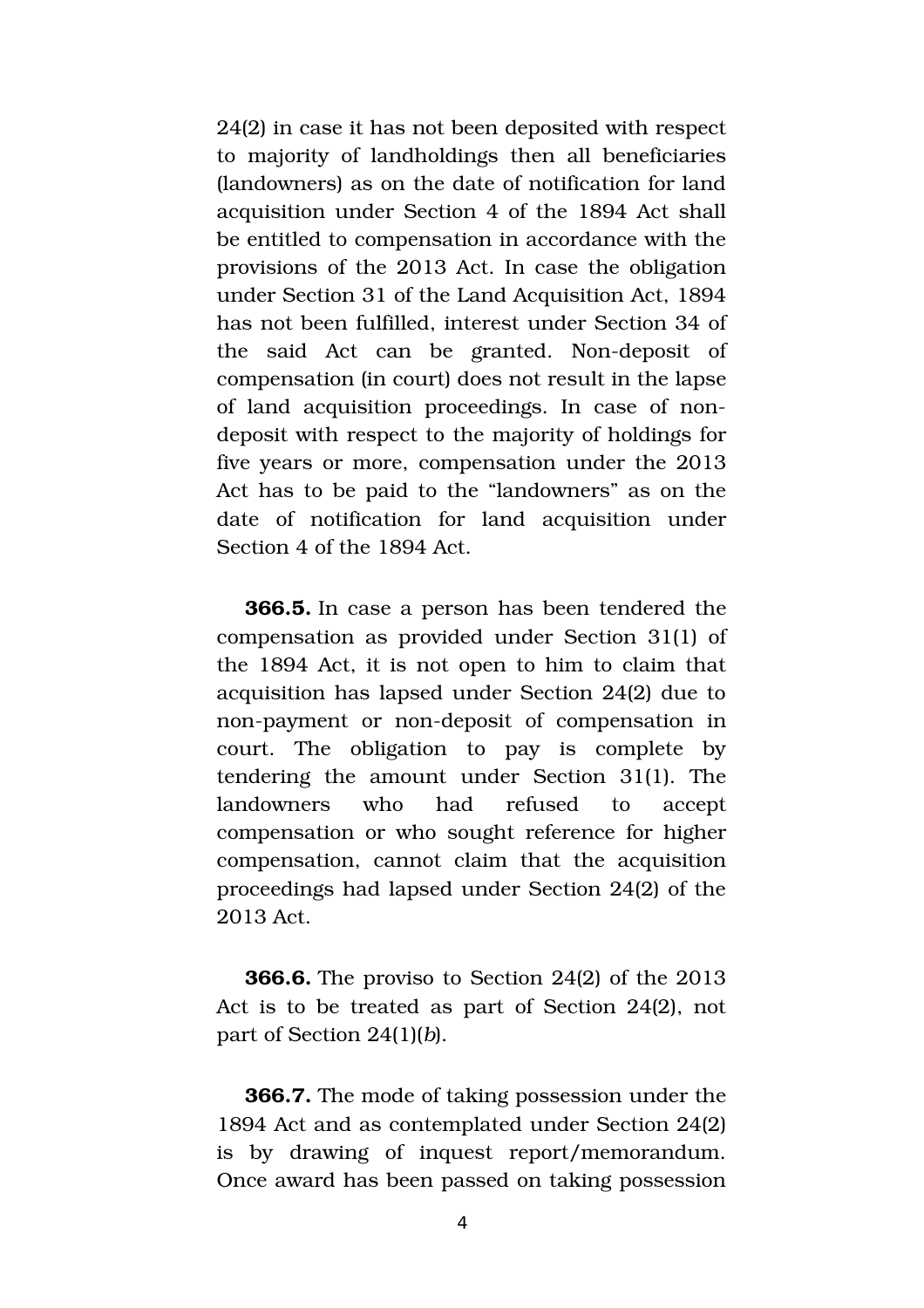24(2) in case it has not been deposited with respect to majority of landholdings then all beneficiaries (landowners) as on the date of notification for land acquisition under Section 4 of the 1894 Act shall be entitled to compensation in accordance with the provisions of the 2013 Act. In case the obligation under Section 31 of the Land Acquisition Act, 1894 has not been fulfilled, interest under Section 34 of the said Act can be granted. Non-deposit of compensation (in court) does not result in the lapse of land acquisition proceedings. In case of non-deposit with respect to the majority of holdings for five years or more, compensation under the 2013 Act has to be paid to the "landowners" as on the date of notification for land acquisition under Section 4 of the 1894 Act.

**366.5.** In case a person has been tendered the compensation as provided under Section 31(1) of the 1894 Act, it is not open to him to claim that acquisition has lapsed under Section 24(2) due to non-payment or non-deposit of compensation in court. The obligation to pay is complete by tendering the amount under Section 31(1). The landowners who had refused to accept compensation or who sought reference for higher compensation, cannot claim that the acquisition proceedings had lapsed under Section 24(2) of the 2013 Act.

**366.6.** The proviso to Section 24(2) of the 2013 Act is to be treated as part of Section 24(2), not part of Section 24(1)(*b*).

**366.7.** The mode of taking possession under the 1894 Act and as contemplated under Section 24(2) is by drawing of inquest report/memorandum. Once award has been passed on taking possession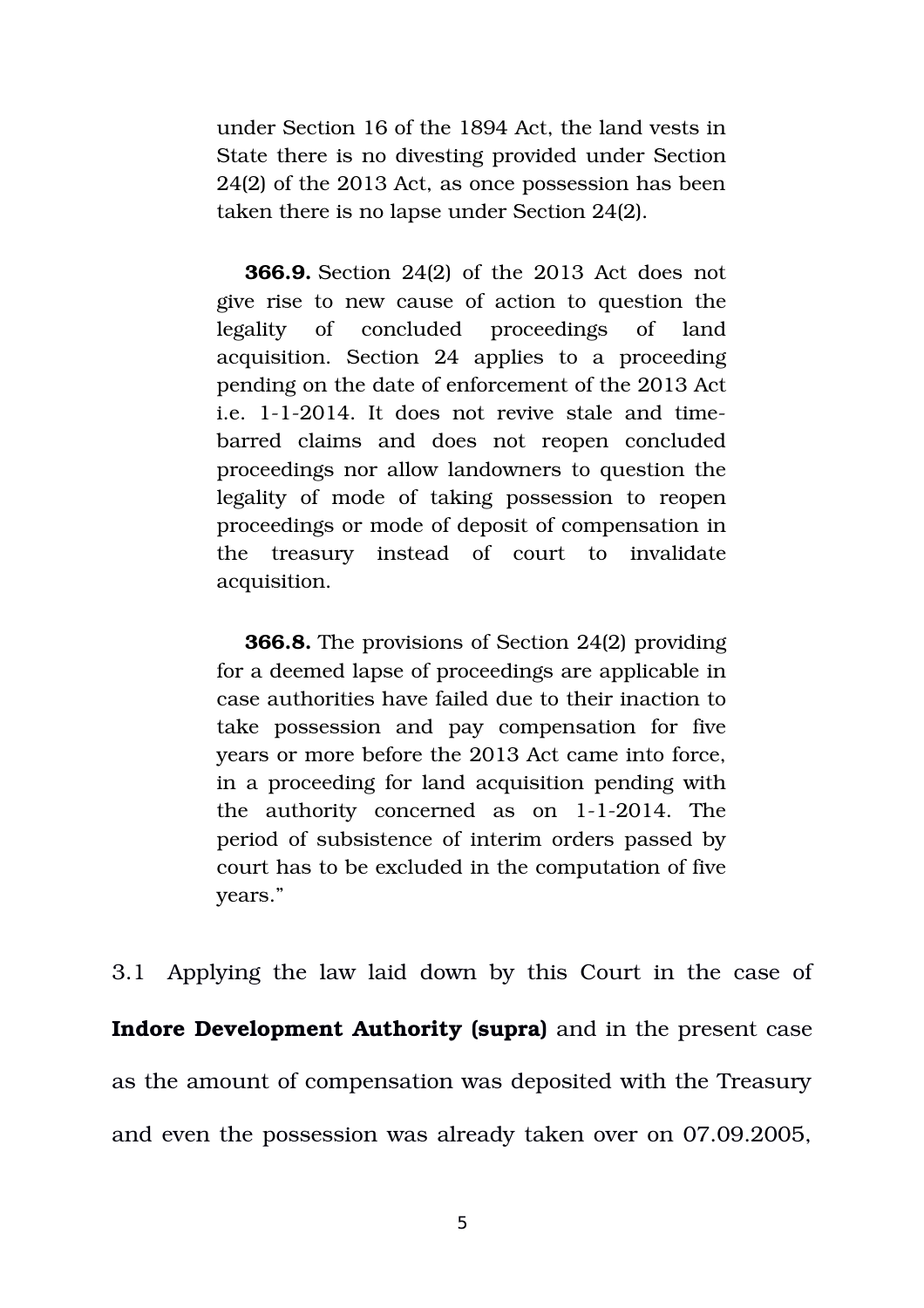under Section 16 of the 1894 Act, the land vests in State there is no divesting provided under Section 24(2) of the 2013 Act, as once possession has been taken there is no lapse under Section 24(2).

**366.9.** Section 24(2) of the 2013 Act does not give rise to new cause of action to question the legality of concluded proceedings of land acquisition. Section 24 applies to a proceeding pending on the date of enforcement of the 2013 Act i.e. 1-1-2014. It does not revive stale and time-barred claims and does not reopen concluded proceedings nor allow landowners to question the legality of mode of taking possession to reopen proceedings or mode of deposit of compensation in the treasury instead of court to invalidate acquisition.

**366.8.** The provisions of Section 24(2) providing for a deemed lapse of proceedings are applicable in case authorities have failed due to their inaction to take possession and pay compensation for five years or more before the 2013 Act came into force, in a proceeding for land acquisition pending with the authority concerned as on 1-1-2014. The period of subsistence of interim orders passed by court has to be excluded in the computation of five years."

3.1 Applying the law laid down by this Court in the case of **Indore Development Authority (supra)** and in the present case as the amount of compensation was deposited with the Treasury and even the possession was already taken over on 07.09.2005,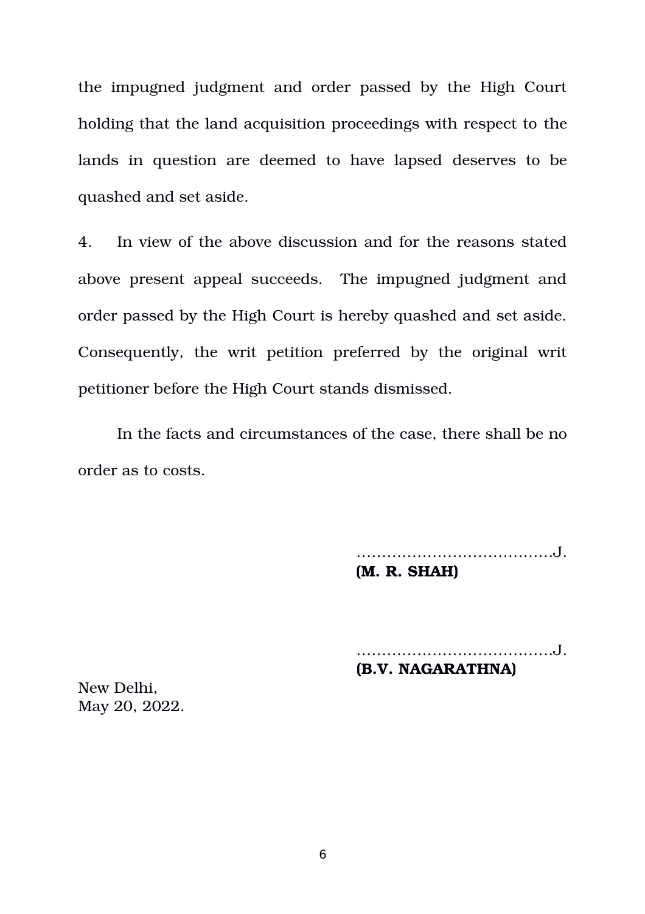the impugned judgment and order passed by the High Court holding that the land acquisition proceedings with respect to the lands in question are deemed to have lapsed deserves to be quashed and set aside.

4. In view of the above discussion and for the reasons stated above present appeal succeeds. The impugned judgment and order passed by the High Court is hereby quashed and set aside. Consequently, the writ petition preferred by the original writ petitioner before the High Court stands dismissed.

In the facts and circumstances of the case, there shall be no order as to costs.

…………………………………J.
**(M. R. SHAH)**

…………………………………J.
**(B.V. NAGARATHNA)**

New Delhi,
May 20, 2022.